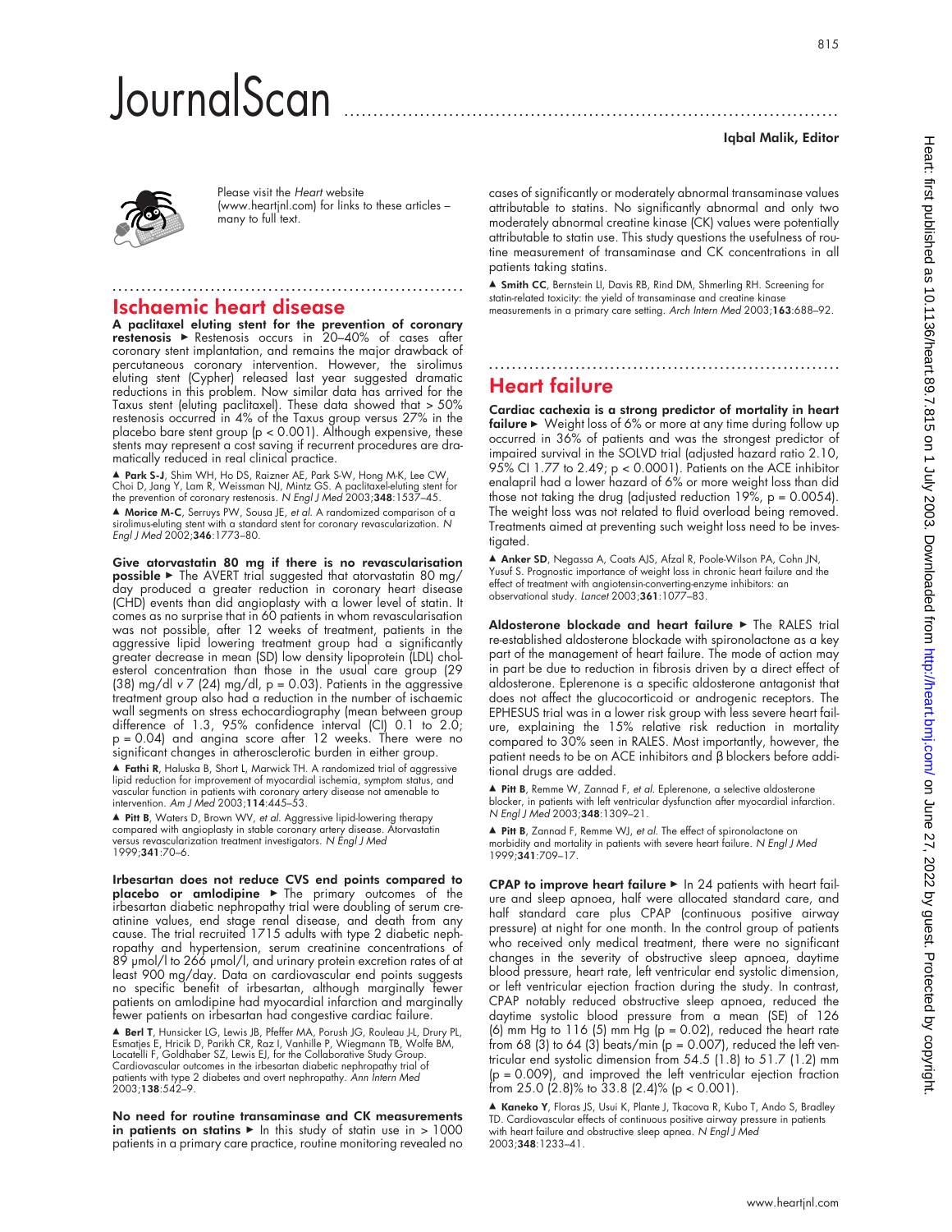# JournalScan

**Iqbal Malik, Editor**

Please visit the *Heart* website (www.heartjnl.com) for links to these articles – many to full text.

## Ischaemic heart disease

**A paclitaxel eluting stent for the prevention of coronary restenosis** ► Restenosis occurs in 20–40% of cases after coronary stent implantation, and remains the major drawback of percutaneous coronary intervention. However, the sirolimus eluting stent (Cypher) released last year suggested dramatic reductions in this problem. Now similar data has arrived for the Taxus stent (eluting paclitaxel). These data showed that > 50% restenosis occurred in 4% of the Taxus group versus 27% in the placebo bare stent group (p < 0.001). Although expensive, these stents may represent a cost saving if recurrent procedures are dramatically reduced in real clinical practice.

▲ **Park S-J**, Shim WH, Ho DS, Raizner AE, Park S-W, Hong M-K, Lee CW, Choi D, Jang Y, Lam R, Weissman NJ, Mintz GS. A paclitaxel-eluting stent for the prevention of coronary restenosis. *N Engl J Med* 2003;**348**:1537–45.

▲ **Morice M-C**, Serruys PW, Sousa JE, *et al.* A randomized comparison of a sirolimus-eluting stent with a standard stent for coronary revascularization. *N Engl J Med* 2002;**346**:1773–80.

**Give atorvastatin 80 mg if there is no revascularisation possible** ► The AVERT trial suggested that atorvastatin 80 mg/day produced a greater reduction in coronary heart disease (CHD) events than did angioplasty with a lower level of statin. It comes as no surprise that in 60 patients in whom revascularisation was not possible, after 12 weeks of treatment, patients in the aggressive lipid lowering treatment group had a significantly greater decrease in mean (SD) low density lipoprotein (LDL) cholesterol concentration than those in the usual care group (29 (38) mg/dl *v* 7 (24) mg/dl, p = 0.03). Patients in the aggressive treatment group also had a reduction in the number of ischaemic wall segments on stress echocardiography (mean between group difference of 1.3, 95% confidence interval (CI) 0.1 to 2.0; p = 0.04) and angina score after 12 weeks. There were no significant changes in atherosclerotic burden in either group.

▲ **Fathi R**, Haluska B, Short L, Marwick TH. A randomized trial of aggressive lipid reduction for improvement of myocardial ischemia, symptom status, and vascular function in patients with coronary artery disease not amenable to intervention. *Am J Med* 2003;**114**:445–53.

▲ **Pitt B**, Waters D, Brown WV, *et al.* Aggressive lipid-lowering therapy compared with angioplasty in stable coronary artery disease. Atorvastatin versus revascularization treatment investigators. *N Engl J Med* 1999;**341**:70–6.

**Irbesartan does not reduce CVS end points compared to placebo or amlodipine** ► The primary outcomes of the irbesartan diabetic nephropathy trial were doubling of serum creatinine values, end stage renal disease, and death from any cause. The trial recruited 1715 adults with type 2 diabetic nephropathy and hypertension, serum creatinine concentrations of 89 μmol/l to 266 μmol/l, and urinary protein excretion rates of at least 900 mg/day. Data on cardiovascular end points suggests no specific benefit of irbesartan, although marginally fewer patients on amlodipine had myocardial infarction and marginally fewer patients on irbesartan had congestive cardiac failure.

▲ **Berl T**, Hunsicker LG, Lewis JB, Pfeffer MA, Porush JG, Rouleau J-L, Drury PL, Esmatjes E, Hricik D, Parikh CR, Raz I, Vanhille P, Wiegmann TB, Wolfe BM, Locatelli F, Goldhaber SZ, Lewis EJ, for the Collaborative Study Group. Cardiovascular outcomes in the irbesartan diabetic nephropathy trial of patients with type 2 diabetes and overt nephropathy. *Ann Intern Med* 2003;**138**:542–9.

**No need for routine transaminase and CK measurements in patients on statins** ► In this study of statin use in > 1000 patients in a primary care practice, routine monitoring revealed no cases of significantly or moderately abnormal transaminase values attributable to statins. No significantly abnormal and only two moderately abnormal creatine kinase (CK) values were potentially attributable to statin use. This study questions the usefulness of routine measurement of transaminase and CK concentrations in all patients taking statins.

▲ **Smith CC**, Bernstein LI, Davis RB, Rind DM, Shmerling RH. Screening for statin-related toxicity: the yield of transaminase and creatine kinase measurements in a primary care setting. *Arch Intern Med* 2003;**163**:688–92.

## Heart failure

**Cardiac cachexia is a strong predictor of mortality in heart failure** ► Weight loss of 6% or more at any time during follow up occurred in 36% of patients and was the strongest predictor of impaired survival in the SOLVD trial (adjusted hazard ratio 2.10, 95% CI 1.77 to 2.49; p < 0.0001). Patients on the ACE inhibitor enalapril had a lower hazard of 6% or more weight loss than did those not taking the drug (adjusted reduction 19%, p = 0.0054). The weight loss was not related to fluid overload being removed. Treatments aimed at preventing such weight loss need to be investigated.

▲ **Anker SD**, Negassa A, Coats AJS, Afzal R, Poole-Wilson PA, Cohn JN, Yusuf S. Prognostic importance of weight loss in chronic heart failure and the effect of treatment with angiotensin-converting-enzyme inhibitors: an observational study. *Lancet* 2003;**361**:1077–83.

**Aldosterone blockade and heart failure** ► The RALES trial re-established aldosterone blockade with spironolactone as a key part of the management of heart failure. The mode of action may in part be due to reduction in fibrosis driven by a direct effect of aldosterone. Eplerenone is a specific aldosterone antagonist that does not affect the glucocorticoid or androgenic receptors. The EPHESUS trial was in a lower risk group with less severe heart failure, explaining the 15% relative risk reduction in mortality compared to 30% seen in RALES. Most importantly, however, the patient needs to be on ACE inhibitors and β blockers before additional drugs are added.

▲ **Pitt B**, Remme W, Zannad F, *et al.* Eplerenone, a selective aldosterone blocker, in patients with left ventricular dysfunction after myocardial infarction. *N Engl J Med* 2003;**348**:1309–21.

▲ **Pitt B**, Zannad F, Remme WJ, *et al.* The effect of spironolactone on morbidity and mortality in patients with severe heart failure. *N Engl J Med* 1999;**341**:709–17.

**CPAP to improve heart failure** ► In 24 patients with heart failure and sleep apnoea, half were allocated standard care, and half standard care plus CPAP (continuous positive airway pressure) at night for one month. In the control group of patients who received only medical treatment, there were no significant changes in the severity of obstructive sleep apnoea, daytime blood pressure, heart rate, left ventricular end systolic dimension, or left ventricular ejection fraction during the study. In contrast, CPAP notably reduced obstructive sleep apnoea, reduced the daytime systolic blood pressure from a mean (SE) of 126 (6) mm Hg to 116 (5) mm Hg (p = 0.02), reduced the heart rate from 68 (3) to 64 (3) beats/min (p = 0.007), reduced the left ventricular end systolic dimension from 54.5 (1.8) to 51.7 (1.2) mm (p = 0.009), and improved the left ventricular ejection fraction from 25.0 (2.8)% to 33.8 (2.4)% (p < 0.001).

▲ **Kaneko Y**, Floras JS, Usui K, Plante J, Tkacova R, Kubo T, Ando S, Bradley TD. Cardiovascular effects of continuous positive airway pressure in patients with heart failure and obstructive sleep apnea. *N Engl J Med* 2003;**348**:1233–41.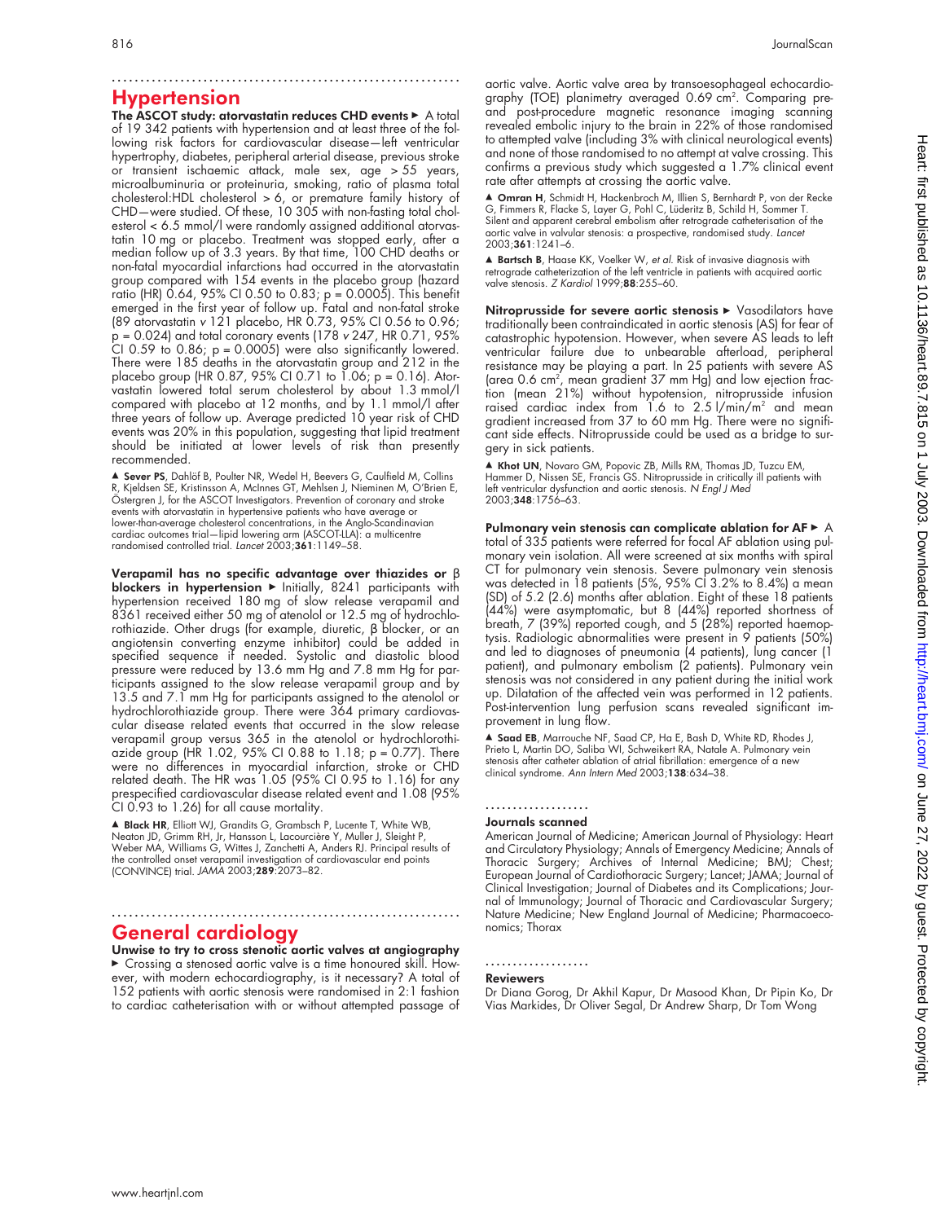## Hypertension

**The ASCOT study: atorvastatin reduces CHD events ▸** A total of 19 342 patients with hypertension and at least three of the following risk factors for cardiovascular disease—left ventricular hypertrophy, diabetes, peripheral arterial disease, previous stroke or transient ischaemic attack, male sex, age > 55 years, microalbuminuria or proteinuria, smoking, ratio of plasma total cholesterol:HDL cholesterol > 6, or premature family history of CHD—were studied. Of these, 10 305 with non-fasting total cholesterol < 6.5 mmol/l were randomly assigned additional atorvastatin 10 mg or placebo. Treatment was stopped early, after a median follow up of 3.3 years. By that time, 100 CHD deaths or non-fatal myocardial infarctions had occurred in the atorvastatin group compared with 154 events in the placebo group (hazard ratio (HR) 0.64, 95% CI 0.50 to 0.83; p = 0.0005). This benefit emerged in the first year of follow up. Fatal and non-fatal stroke (89 atorvastatin *v* 121 placebo, HR 0.73, 95% CI 0.56 to 0.96; p = 0.024) and total coronary events (178 *v* 247, HR 0.71, 95% CI 0.59 to 0.86; p = 0.0005) were also significantly lowered. There were 185 deaths in the atorvastatin group and 212 in the placebo group (HR 0.87, 95% CI 0.71 to 1.06; p = 0.16). Atorvastatin lowered total serum cholesterol by about 1.3 mmol/l compared with placebo at 12 months, and by 1.1 mmol/l after three years of follow up. Average predicted 10 year risk of CHD events was 20% in this population, suggesting that lipid treatment should be initiated at lower levels of risk than presently recommended.

▲ **Sever PS**, Dahlöf B, Poulter NR, Wedel H, Beevers G, Caulfield M, Collins R, Kjeldsen SE, Kristinsson A, McInnes GT, Mehlsen J, Nieminen M, O'Brien E, Östergren J, for the ASCOT Investigators. Prevention of coronary and stroke events with atorvastatin in hypertensive patients who have average or lower-than-average cholesterol concentrations, in the Anglo-Scandinavian cardiac outcomes trial—lipid lowering arm (ASCOT-LLA): a multicentre randomised controlled trial. *Lancet* 2003;**361**:1149–58.

**Verapamil has no specific advantage over thiazides or β blockers in hypertension ▸** Initially, 8241 participants with hypertension received 180 mg of slow release verapamil and 8361 received either 50 mg of atenolol or 12.5 mg of hydrochlorothiazide. Other drugs (for example, diuretic, β blocker, or an angiotensin converting enzyme inhibitor) could be added in specified sequence if needed. Systolic and diastolic blood pressure were reduced by 13.6 mm Hg and 7.8 mm Hg for participants assigned to the slow release verapamil group and by 13.5 and 7.1 mm Hg for participants assigned to the atenolol or hydrochlorothiazide group. There were 364 primary cardiovascular disease related events that occurred in the slow release verapamil group versus 365 in the atenolol or hydrochlorothiazide group (HR 1.02, 95% CI 0.88 to 1.18; p = 0.77). There were no differences in myocardial infarction, stroke or CHD related death. The HR was 1.05 (95% CI 0.95 to 1.16) for any prespecified cardiovascular disease related event and 1.08 (95% CI 0.93 to 1.26) for all cause mortality.

▲ **Black HR**, Elliott WJ, Grandits G, Grambsch P, Lucente T, White WB, Neaton JD, Grimm RH, Jr, Hansson L, Lacourcière Y, Muller J, Sleight P, Weber MA, Williams G, Wittes J, Zanchetti A, Anders RJ. Principal results of the controlled onset verapamil investigation of cardiovascular end points (CONVINCE) trial. *JAMA* 2003;**289**:2073–82.

## General cardiology

**Unwise to try to cross stenotic aortic valves at angiography ▸** Crossing a stenosed aortic valve is a time honoured skill. However, with modern echocardiography, is it necessary? A total of 152 patients with aortic stenosis were randomised in 2:1 fashion to cardiac catheterisation with or without attempted passage of aortic valve. Aortic valve area by transoesophageal echocardiography (TOE) planimetry averaged 0.69 cm$^2$. Comparing pre- and post-procedure magnetic resonance imaging scanning revealed embolic injury to the brain in 22% of those randomised to attempted valve (including 3% with clinical neurological events) and none of those randomised to no attempt at valve crossing. This confirms a previous study which suggested a 1.7% clinical event rate after attempts at crossing the aortic valve.

▲ **Omran H**, Schmidt H, Hackenbroch M, Illien S, Bernhardt P, von der Recke G, Fimmers R, Flacke S, Layer G, Pohl C, Lüderitz B, Schild H, Sommer T. Silent and apparent cerebral embolism after retrograde catheterisation of the aortic valve in valvular stenosis: a prospective, randomised study. *Lancet* 2003;**361**:1241–6.

▲ **Bartsch B**, Haase KK, Voelker W, *et al*. Risk of invasive diagnosis with retrograde catheterization of the left ventricle in patients with acquired aortic valve stenosis. *Z Kardiol* 1999;**88**:255–60.

**Nitroprusside for severe aortic stenosis ▸** Vasodilators have traditionally been contraindicated in aortic stenosis (AS) for fear of catastrophic hypotension. However, when severe AS leads to left ventricular failure due to unbearable afterload, peripheral resistance may be playing a part. In 25 patients with severe AS (area 0.6 cm$^2$, mean gradient 37 mm Hg) and low ejection fraction (mean 21%) without hypotension, nitroprusside infusion raised cardiac index from 1.6 to 2.5 l/min/m$^2$ and mean gradient increased from 37 to 60 mm Hg. There were no significant side effects. Nitroprusside could be used as a bridge to surgery in sick patients.

▲ **Khot UN**, Novaro GM, Popovic ZB, Mills RM, Thomas JD, Tuzcu EM, Hammer D, Nissen SE, Francis GS. Nitroprusside in critically ill patients with left ventricular dysfunction and aortic stenosis. *N Engl J Med* 2003;**348**:1756–63.

**Pulmonary vein stenosis can complicate ablation for AF ▸** A total of 335 patients were referred for focal AF ablation using pulmonary vein isolation. All were screened at six months with spiral CT for pulmonary vein stenosis. Severe pulmonary vein stenosis was detected in 18 patients (5%, 95% CI 3.2% to 8.4%) a mean (SD) of 5.2 (2.6) months after ablation. Eight of these 18 patients (44%) were asymptomatic, but 8 (44%) reported shortness of breath, 7 (39%) reported cough, and 5 (28%) reported haemoptysis. Radiologic abnormalities were present in 9 patients (50%) and led to diagnoses of pneumonia (4 patients), lung cancer (1 patient), and pulmonary embolism (2 patients). Pulmonary vein stenosis was not considered in any patient during the initial work up. Dilatation of the affected vein was performed in 12 patients. Post-intervention lung perfusion scans revealed significant improvement in lung flow.

▲ **Saad EB**, Marrouche NF, Saad CP, Ha E, Bash D, White RD, Rhodes J, Prieto L, Martin DO, Saliba WI, Schweikert RA, Natale A. Pulmonary vein stenosis after catheter ablation of atrial fibrillation: emergence of a new clinical syndrome. *Ann Intern Med* 2003;**138**:634–38.

### Journals scanned

American Journal of Medicine; American Journal of Physiology: Heart and Circulatory Physiology; Annals of Emergency Medicine; Annals of Thoracic Surgery; Archives of Internal Medicine; BMJ; Chest; European Journal of Cardiothoracic Surgery; Lancet; JAMA; Journal of Clinical Investigation; Journal of Diabetes and its Complications; Journal of Immunology; Journal of Thoracic and Cardiovascular Surgery; Nature Medicine; New England Journal of Medicine; Pharmacoeconomics; Thorax

### Reviewers

Dr Diana Gorog, Dr Akhil Kapur, Dr Masood Khan, Dr Pipin Ko, Dr Vias Markides, Dr Oliver Segal, Dr Andrew Sharp, Dr Tom Wong